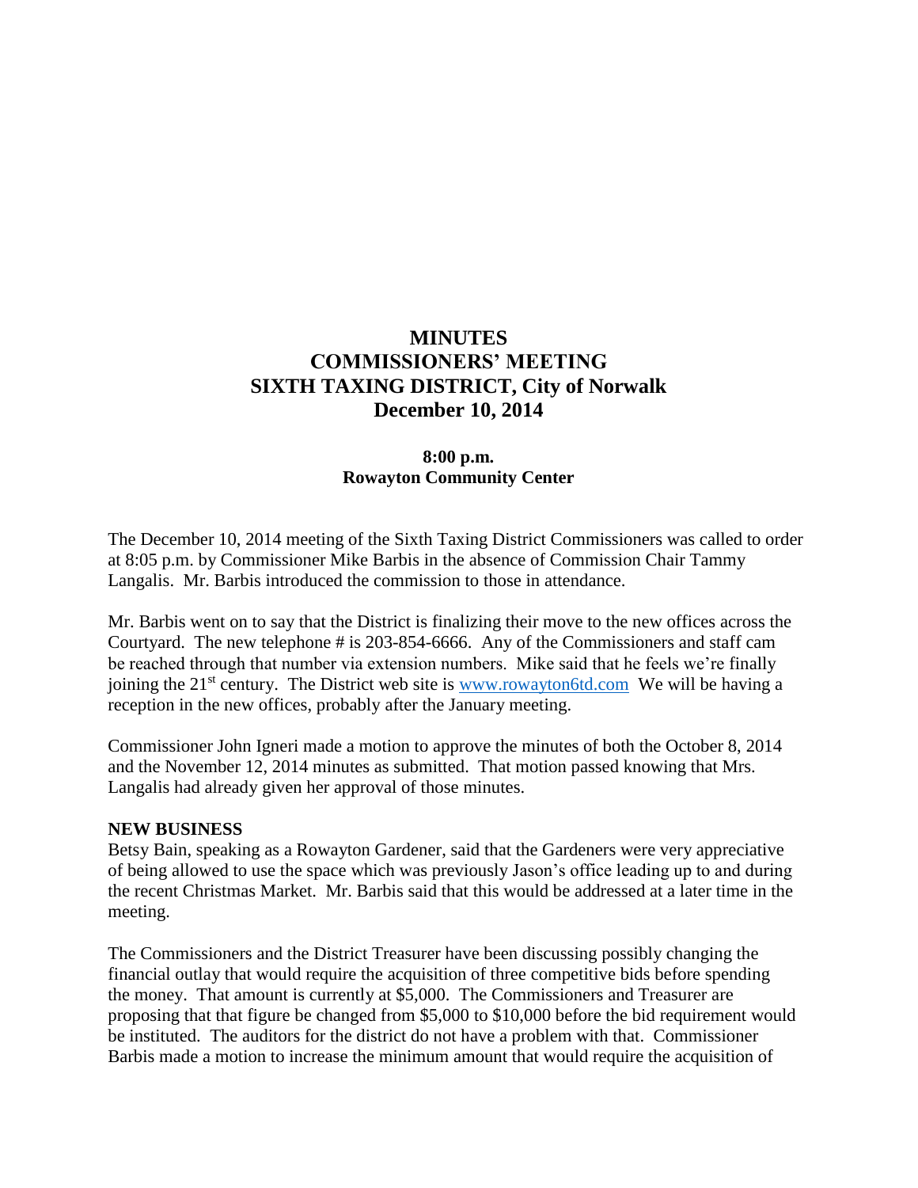# MINUTES
# COMMISSIONERS' MEETING
# SIXTH TAXING DISTRICT, City of Norwalk
# December 10, 2014

**8:00 p.m.**
**Rowayton Community Center**

The December 10, 2014 meeting of the Sixth Taxing District Commissioners was called to order at 8:05 p.m. by Commissioner Mike Barbis in the absence of Commission Chair Tammy Langalis. Mr. Barbis introduced the commission to those in attendance.

Mr. Barbis went on to say that the District is finalizing their move to the new offices across the Courtyard. The new telephone # is 203-854-6666. Any of the Commissioners and staff cam be reached through that number via extension numbers. Mike said that he feels we're finally joining the 21st century. The District web site is www.rowayton6td.com We will be having a reception in the new offices, probably after the January meeting.

Commissioner John Igneri made a motion to approve the minutes of both the October 8, 2014 and the November 12, 2014 minutes as submitted. That motion passed knowing that Mrs. Langalis had already given her approval of those minutes.

**NEW BUSINESS**

Betsy Bain, speaking as a Rowayton Gardener, said that the Gardeners were very appreciative of being allowed to use the space which was previously Jason's office leading up to and during the recent Christmas Market. Mr. Barbis said that this would be addressed at a later time in the meeting.

The Commissioners and the District Treasurer have been discussing possibly changing the financial outlay that would require the acquisition of three competitive bids before spending the money. That amount is currently at $5,000. The Commissioners and Treasurer are proposing that that figure be changed from $5,000 to $10,000 before the bid requirement would be instituted. The auditors for the district do not have a problem with that. Commissioner Barbis made a motion to increase the minimum amount that would require the acquisition of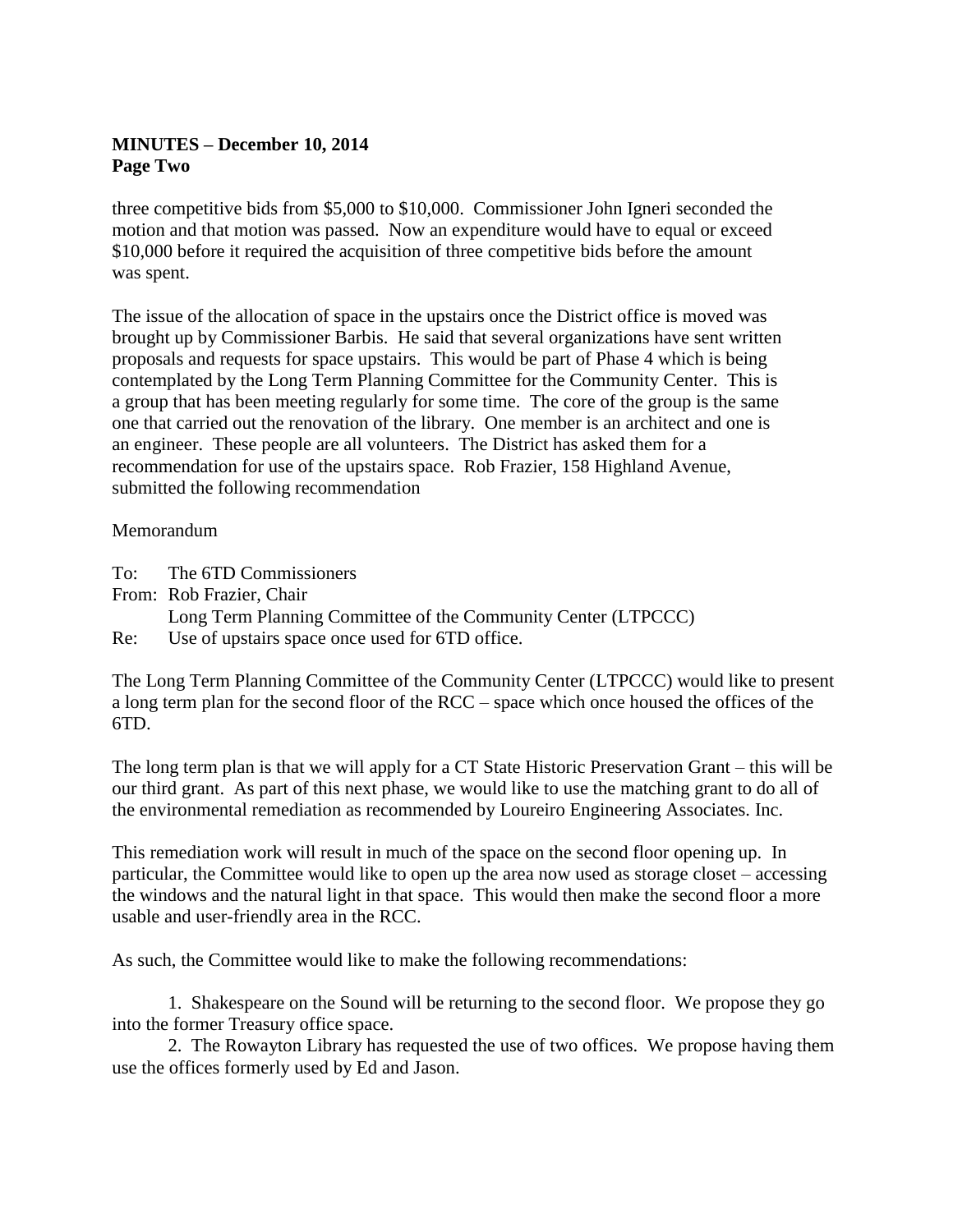three competitive bids from \$5,000 to \$10,000. Commissioner John Igneri seconded the motion and that motion was passed. Now an expenditure would have to equal or exceed \$10,000 before it required the acquisition of three competitive bids before the amount was spent.

The issue of the allocation of space in the upstairs once the District office is moved was brought up by Commissioner Barbis. He said that several organizations have sent written proposals and requests for space upstairs. This would be part of Phase 4 which is being contemplated by the Long Term Planning Committee for the Community Center. This is a group that has been meeting regularly for some time. The core of the group is the same one that carried out the renovation of the library. One member is an architect and one is an engineer. These people are all volunteers. The District has asked them for a recommendation for use of the upstairs space. Rob Frazier, 158 Highland Avenue, submitted the following recommendation

Memorandum

To: The 6TD Commissioners
From: Rob Frazier, Chair
Long Term Planning Committee of the Community Center (LTPCCC)
Re: Use of upstairs space once used for 6TD office.

The Long Term Planning Committee of the Community Center (LTPCCC) would like to present a long term plan for the second floor of the RCC – space which once housed the offices of the 6TD.

The long term plan is that we will apply for a CT State Historic Preservation Grant – this will be our third grant. As part of this next phase, we would like to use the matching grant to do all of the environmental remediation as recommended by Loureiro Engineering Associates. Inc.

This remediation work will result in much of the space on the second floor opening up. In particular, the Committee would like to open up the area now used as storage closet – accessing the windows and the natural light in that space. This would then make the second floor a more usable and user-friendly area in the RCC.

As such, the Committee would like to make the following recommendations:

1. Shakespeare on the Sound will be returning to the second floor. We propose they go into the former Treasury office space.
2. The Rowayton Library has requested the use of two offices. We propose having them use the offices formerly used by Ed and Jason.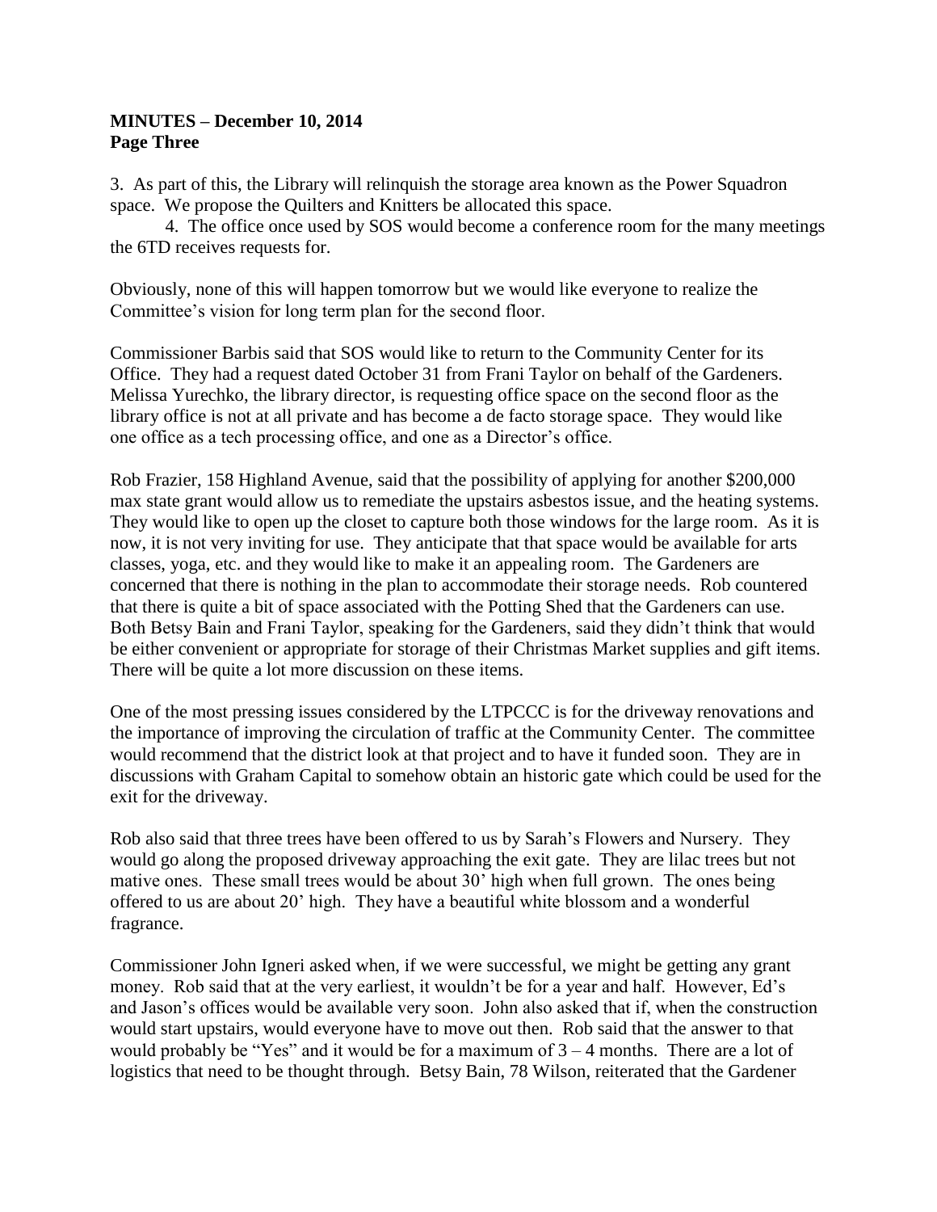**MINUTES – December 10, 2014**
**Page Three**

3. As part of this, the Library will relinquish the storage area known as the Power Squadron space. We propose the Quilters and Knitters be allocated this space.

4. The office once used by SOS would become a conference room for the many meetings the 6TD receives requests for.

Obviously, none of this will happen tomorrow but we would like everyone to realize the Committee's vision for long term plan for the second floor.

Commissioner Barbis said that SOS would like to return to the Community Center for its Office. They had a request dated October 31 from Frani Taylor on behalf of the Gardeners. Melissa Yurechko, the library director, is requesting office space on the second floor as the library office is not at all private and has become a de facto storage space. They would like one office as a tech processing office, and one as a Director's office.

Rob Frazier, 158 Highland Avenue, said that the possibility of applying for another $200,000 max state grant would allow us to remediate the upstairs asbestos issue, and the heating systems. They would like to open up the closet to capture both those windows for the large room. As it is now, it is not very inviting for use. They anticipate that that space would be available for arts classes, yoga, etc. and they would like to make it an appealing room. The Gardeners are concerned that there is nothing in the plan to accommodate their storage needs. Rob countered that there is quite a bit of space associated with the Potting Shed that the Gardeners can use. Both Betsy Bain and Frani Taylor, speaking for the Gardeners, said they didn't think that would be either convenient or appropriate for storage of their Christmas Market supplies and gift items. There will be quite a lot more discussion on these items.

One of the most pressing issues considered by the LTPCCC is for the driveway renovations and the importance of improving the circulation of traffic at the Community Center. The committee would recommend that the district look at that project and to have it funded soon. They are in discussions with Graham Capital to somehow obtain an historic gate which could be used for the exit for the driveway.

Rob also said that three trees have been offered to us by Sarah's Flowers and Nursery. They would go along the proposed driveway approaching the exit gate. They are lilac trees but not mative ones. These small trees would be about 30' high when full grown. The ones being offered to us are about 20' high. They have a beautiful white blossom and a wonderful fragrance.

Commissioner John Igneri asked when, if we were successful, we might be getting any grant money. Rob said that at the very earliest, it wouldn't be for a year and half. However, Ed's and Jason's offices would be available very soon. John also asked that if, when the construction would start upstairs, would everyone have to move out then. Rob said that the answer to that would probably be "Yes" and it would be for a maximum of 3 – 4 months. There are a lot of logistics that need to be thought through. Betsy Bain, 78 Wilson, reiterated that the Gardener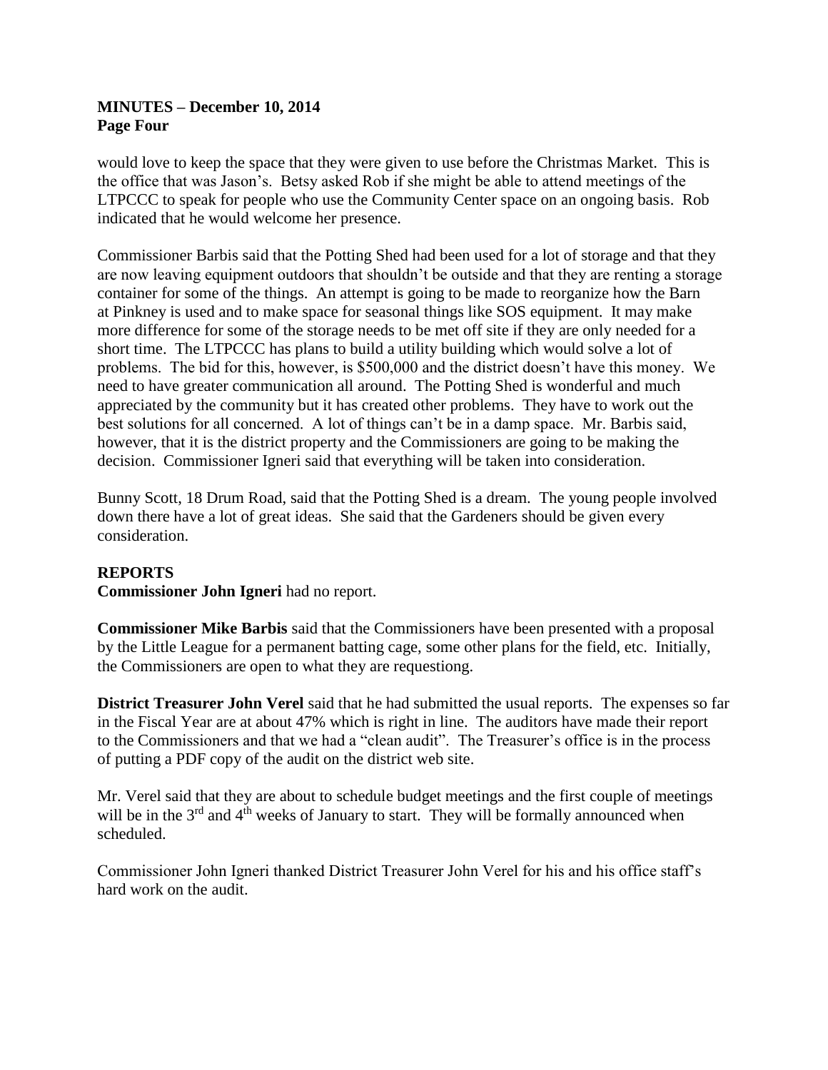would love to keep the space that they were given to use before the Christmas Market. This is the office that was Jason's. Betsy asked Rob if she might be able to attend meetings of the LTPCCC to speak for people who use the Community Center space on an ongoing basis. Rob indicated that he would welcome her presence.

Commissioner Barbis said that the Potting Shed had been used for a lot of storage and that they are now leaving equipment outdoors that shouldn't be outside and that they are renting a storage container for some of the things. An attempt is going to be made to reorganize how the Barn at Pinkney is used and to make space for seasonal things like SOS equipment. It may make more difference for some of the storage needs to be met off site if they are only needed for a short time. The LTPCCC has plans to build a utility building which would solve a lot of problems. The bid for this, however, is $500,000 and the district doesn't have this money. We need to have greater communication all around. The Potting Shed is wonderful and much appreciated by the community but it has created other problems. They have to work out the best solutions for all concerned. A lot of things can't be in a damp space. Mr. Barbis said, however, that it is the district property and the Commissioners are going to be making the decision. Commissioner Igneri said that everything will be taken into consideration.

Bunny Scott, 18 Drum Road, said that the Potting Shed is a dream. The young people involved down there have a lot of great ideas. She said that the Gardeners should be given every consideration.

**REPORTS**

**Commissioner John Igneri** had no report.

**Commissioner Mike Barbis** said that the Commissioners have been presented with a proposal by the Little League for a permanent batting cage, some other plans for the field, etc. Initially, the Commissioners are open to what they are requestiong.

**District Treasurer John Verel** said that he had submitted the usual reports. The expenses so far in the Fiscal Year are at about 47% which is right in line. The auditors have made their report to the Commissioners and that we had a "clean audit". The Treasurer's office is in the process of putting a PDF copy of the audit on the district web site.

Mr. Verel said that they are about to schedule budget meetings and the first couple of meetings will be in the 3rd and 4th weeks of January to start. They will be formally announced when scheduled.

Commissioner John Igneri thanked District Treasurer John Verel for his and his office staff's hard work on the audit.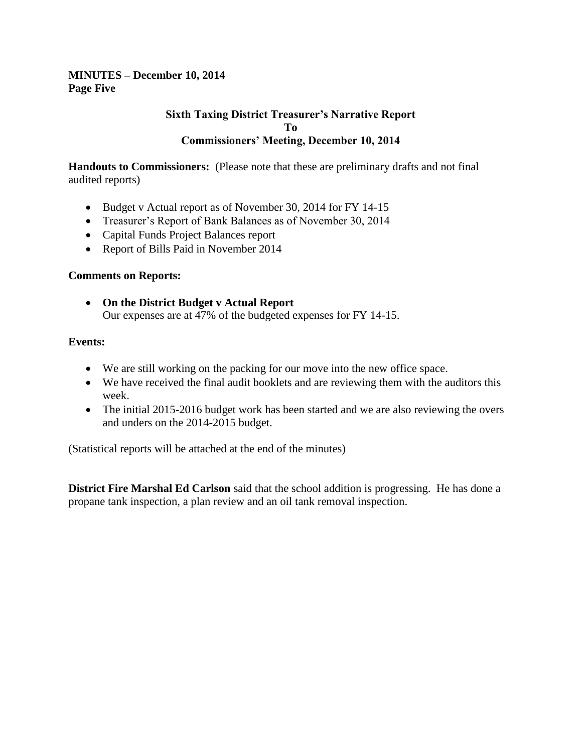**MINUTES – December 10, 2014**
**Page Five**

### Sixth Taxing District Treasurer's Narrative Report To Commissioners' Meeting, December 10, 2014

**Handouts to Commissioners:** (Please note that these are preliminary drafts and not final audited reports)

- Budget v Actual report as of November 30, 2014 for FY 14-15
- Treasurer's Report of Bank Balances as of November 30, 2014
- Capital Funds Project Balances report
- Report of Bills Paid in November 2014

**Comments on Reports:**

- **On the District Budget v Actual Report**
  Our expenses are at 47% of the budgeted expenses for FY 14-15.

**Events:**

- We are still working on the packing for our move into the new office space.
- We have received the final audit booklets and are reviewing them with the auditors this week.
- The initial 2015-2016 budget work has been started and we are also reviewing the overs and unders on the 2014-2015 budget.

(Statistical reports will be attached at the end of the minutes)

**District Fire Marshal Ed Carlson** said that the school addition is progressing. He has done a propane tank inspection, a plan review and an oil tank removal inspection.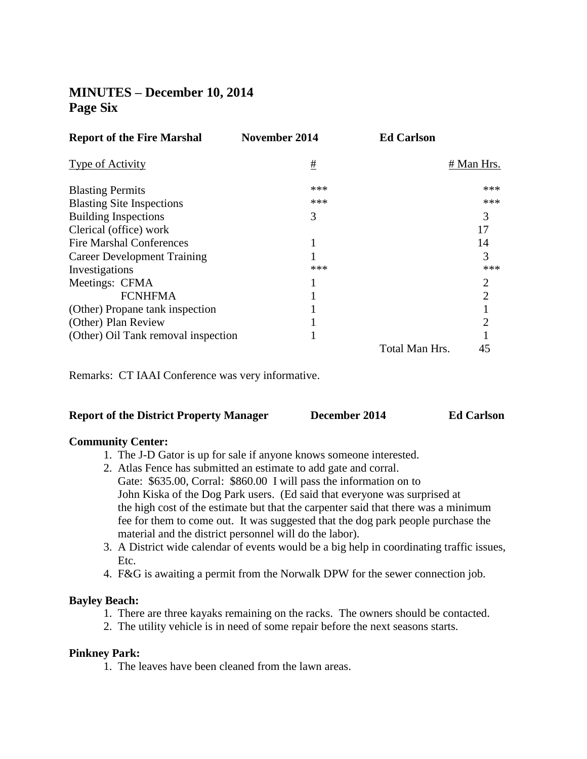# MINUTES – December 10, 2014
## Page Six

**Report of the Fire Marshal** **November 2014** **Ed Carlson**

| Type of Activity | # | # Man Hrs. |
|---|---|---|
| Blasting Permits | *** | *** |
| Blasting Site Inspections | *** | *** |
| Building Inspections | 3 | 3 |
| Clerical (office) work | | 17 |
| Fire Marshal Conferences | 1 | 14 |
| Career Development Training | 1 | 3 |
| Investigations | *** | *** |
| Meetings: CFMA | 1 | 2 |
| FCNHFMA | 1 | 2 |
| (Other) Propane tank inspection | 1 | 1 |
| (Other) Plan Review | 1 | 2 |
| (Other) Oil Tank removal inspection | 1 | 1 |
| | Total Man Hrs. | 45 |

Remarks: CT IAAI Conference was very informative.

**Report of the District Property Manager** **December 2014** **Ed Carlson**

**Community Center:**

1. The J-D Gator is up for sale if anyone knows someone interested.
2. Atlas Fence has submitted an estimate to add gate and corral.
   Gate: $635.00, Corral: $860.00 I will pass the information on to John Kiska of the Dog Park users. (Ed said that everyone was surprised at the high cost of the estimate but that the carpenter said that there was a minimum fee for them to come out. It was suggested that the dog park people purchase the material and the district personnel will do the labor).
3. A District wide calendar of events would be a big help in coordinating traffic issues, Etc.
4. F&G is awaiting a permit from the Norwalk DPW for the sewer connection job.

**Bayley Beach:**

1. There are three kayaks remaining on the racks. The owners should be contacted.
2. The utility vehicle is in need of some repair before the next seasons starts.

**Pinkney Park:**

1. The leaves have been cleaned from the lawn areas.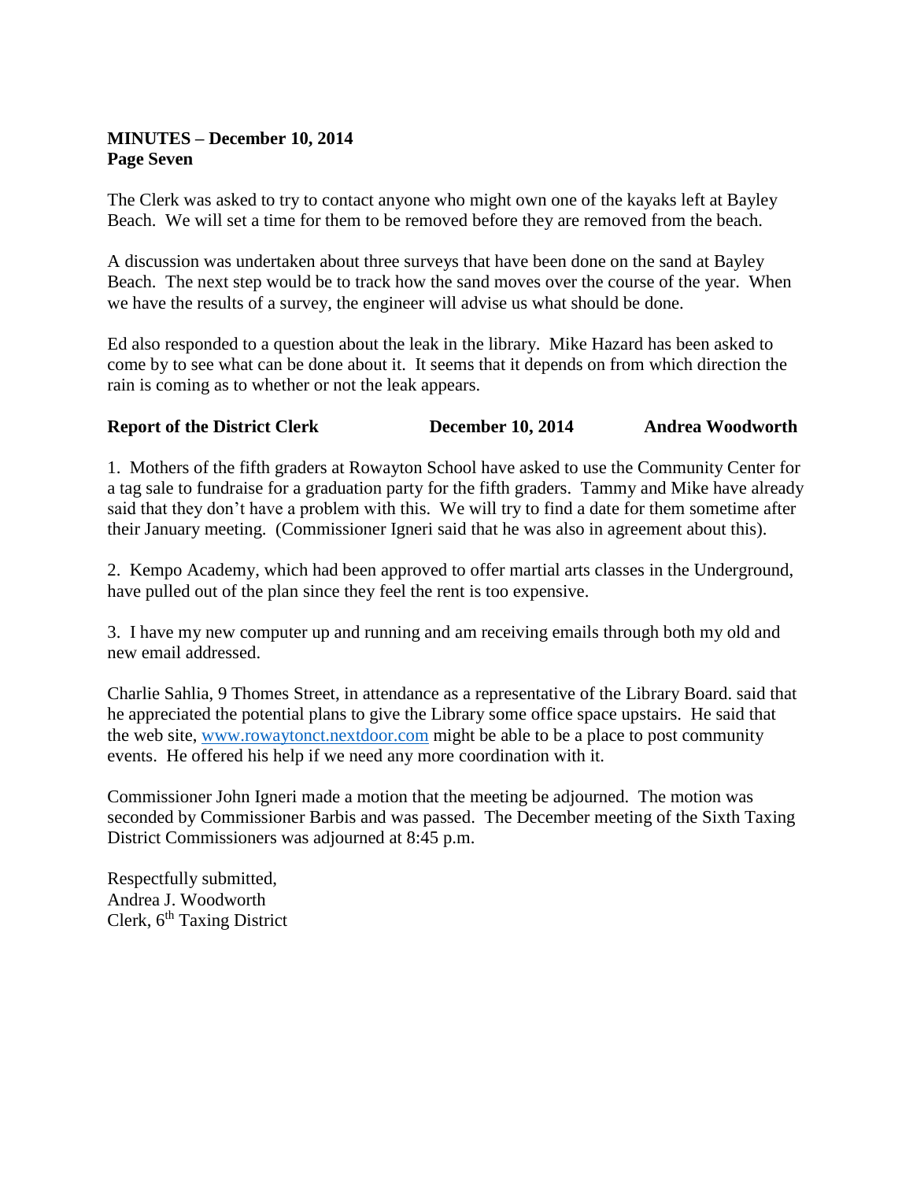**MINUTES – December 10, 2014**
**Page Seven**

The Clerk was asked to try to contact anyone who might own one of the kayaks left at Bayley Beach. We will set a time for them to be removed before they are removed from the beach.

A discussion was undertaken about three surveys that have been done on the sand at Bayley Beach. The next step would be to track how the sand moves over the course of the year. When we have the results of a survey, the engineer will advise us what should be done.

Ed also responded to a question about the leak in the library. Mike Hazard has been asked to come by to see what can be done about it. It seems that it depends on from which direction the rain is coming as to whether or not the leak appears.

**Report of the District Clerk December 10, 2014 Andrea Woodworth**

1. Mothers of the fifth graders at Rowayton School have asked to use the Community Center for a tag sale to fundraise for a graduation party for the fifth graders. Tammy and Mike have already said that they don't have a problem with this. We will try to find a date for them sometime after their January meeting. (Commissioner Igneri said that he was also in agreement about this).

2. Kempo Academy, which had been approved to offer martial arts classes in the Underground, have pulled out of the plan since they feel the rent is too expensive.

3. I have my new computer up and running and am receiving emails through both my old and new email addressed.

Charlie Sahlia, 9 Thomes Street, in attendance as a representative of the Library Board. said that he appreciated the potential plans to give the Library some office space upstairs. He said that the web site, www.rowaytonct.nextdoor.com might be able to be a place to post community events. He offered his help if we need any more coordination with it.

Commissioner John Igneri made a motion that the meeting be adjourned. The motion was seconded by Commissioner Barbis and was passed. The December meeting of the Sixth Taxing District Commissioners was adjourned at 8:45 p.m.

Respectfully submitted,
Andrea J. Woodworth
Clerk, 6th Taxing District